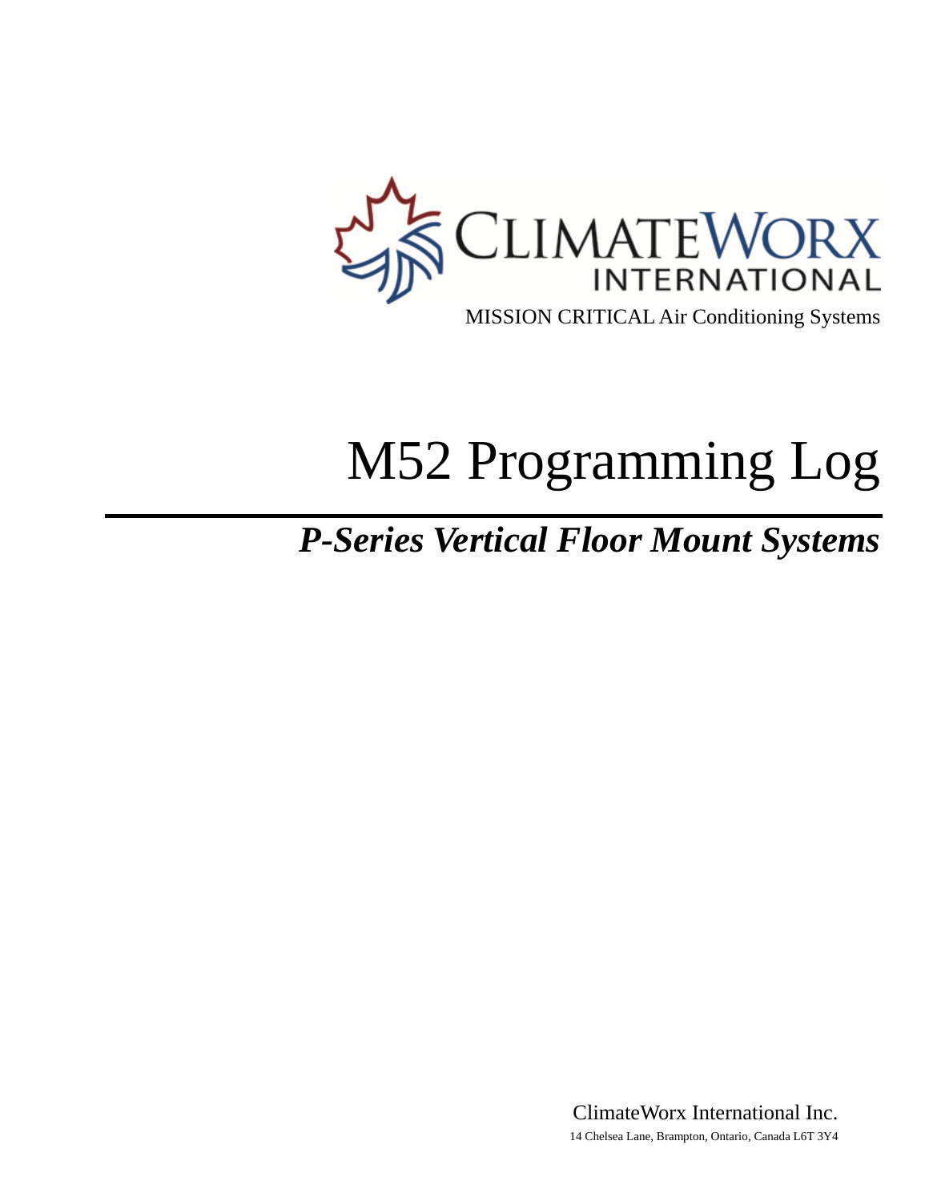CLIMATEWORX INTERNATIONAL

MISSION CRITICAL Air Conditioning Systems

# M52 Programming Log

## *P-Series Vertical Floor Mount Systems*

ClimateWorx International Inc.

14 Chelsea Lane, Brampton, Ontario, Canada L6T 3Y4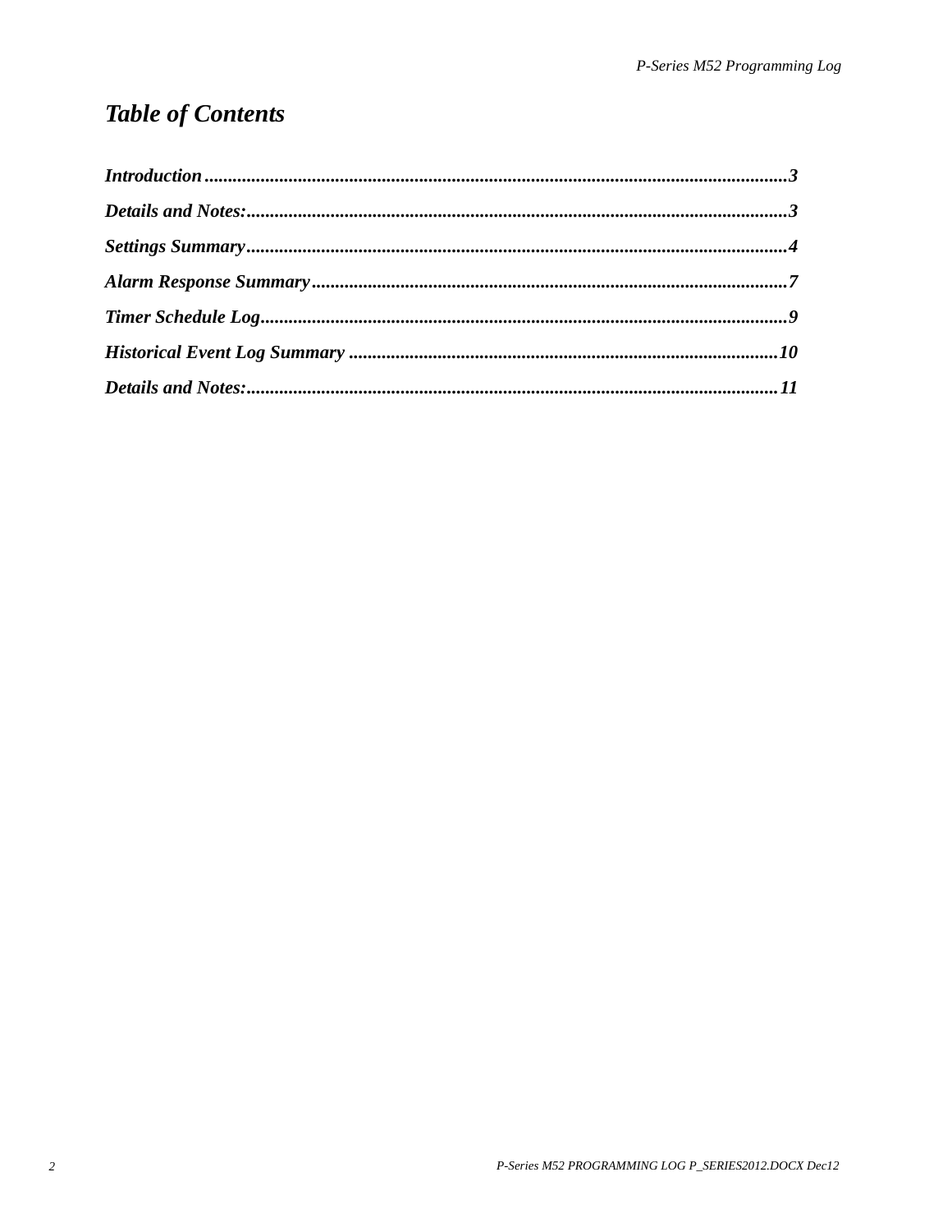# *Table of Contents*

***Introduction*** ........................................................................................................................**3**

***Details and Notes:***.................................................................................................................**3**

***Settings Summary***.................................................................................................................**4**

***Alarm Response Summary***...................................................................................................**7**

***Timer Schedule Log***..............................................................................................................**9**

***Historical Event Log Summary*** ........................................................................................**10**

***Details and Notes:***...............................................................................................................**11**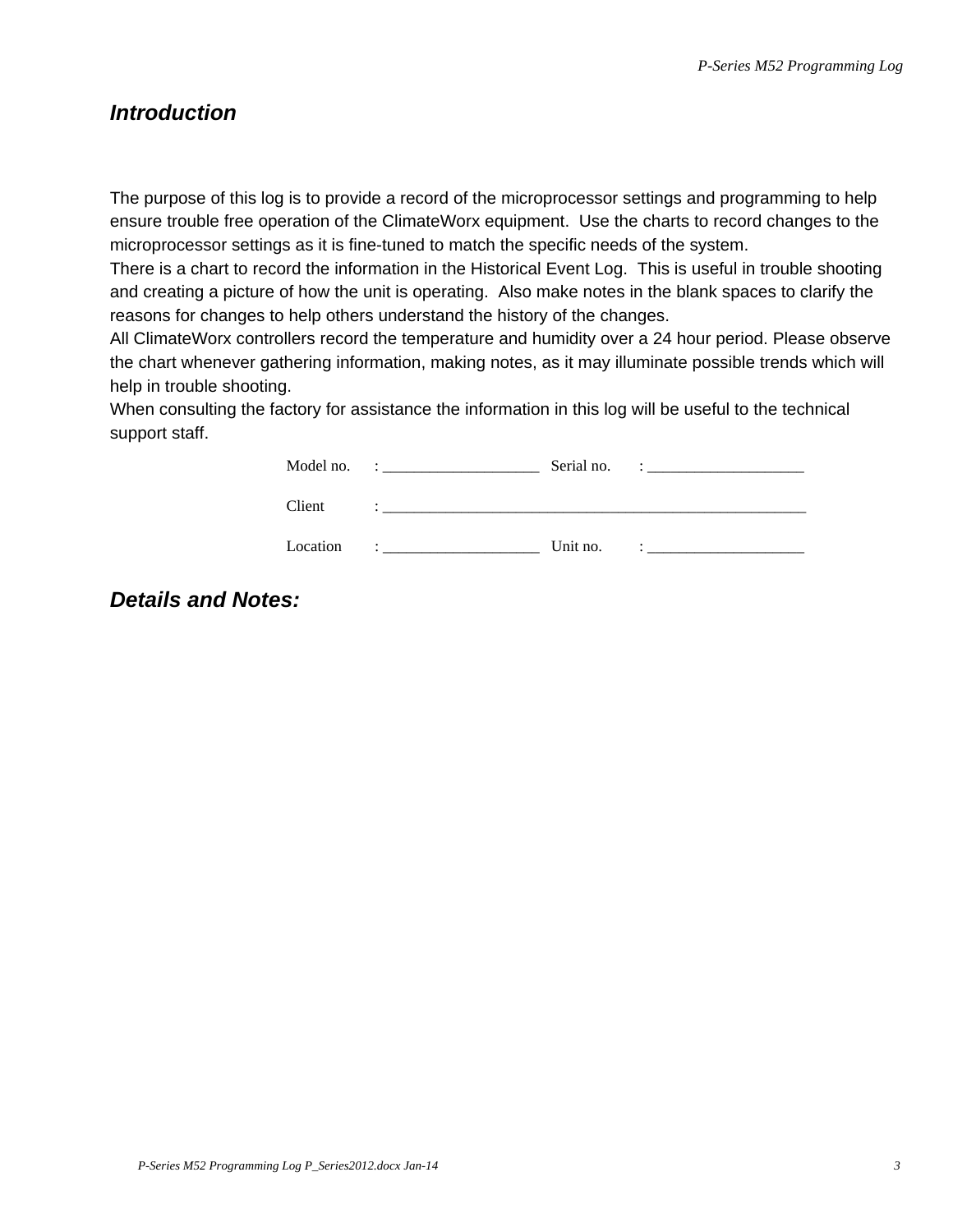## *Introduction*

The purpose of this log is to provide a record of the microprocessor settings and programming to help ensure trouble free operation of the ClimateWorx equipment. Use the charts to record changes to the microprocessor settings as it is fine-tuned to match the specific needs of the system.

There is a chart to record the information in the Historical Event Log. This is useful in trouble shooting and creating a picture of how the unit is operating. Also make notes in the blank spaces to clarify the reasons for changes to help others understand the history of the changes.

All ClimateWorx controllers record the temperature and humidity over a 24 hour period. Please observe the chart whenever gathering information, making notes, as it may illuminate possible trends which will help in trouble shooting.

When consulting the factory for assistance the information in this log will be useful to the technical support staff.

Model no. : ____________________ Serial no. : ____________________

Client : _____________________________________________________

Location : ____________________ Unit no. : ____________________

## *Details and Notes:*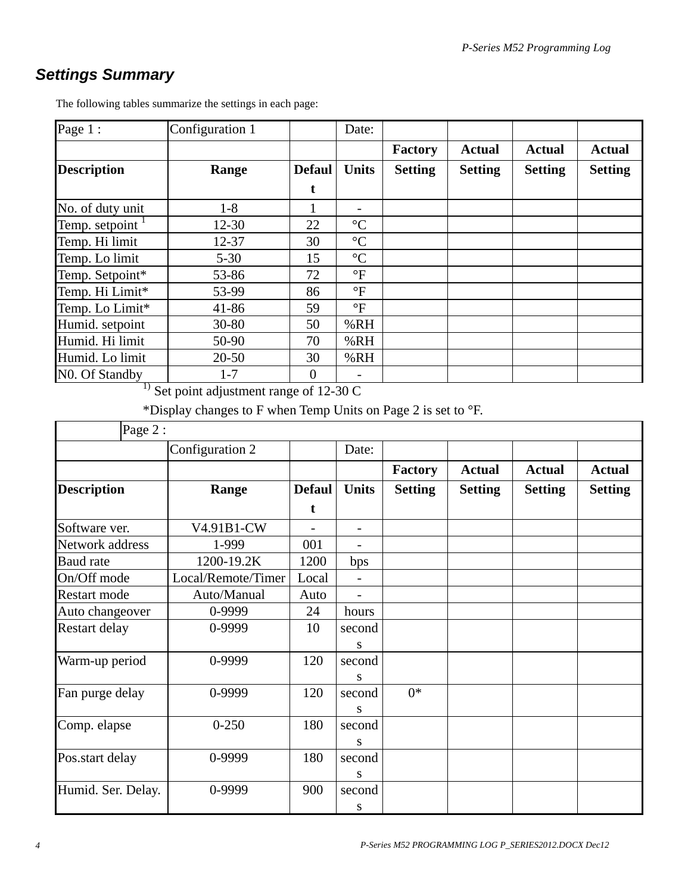## Settings Summary

The following tables summarize the settings in each page:

| Page 1 : | Configuration 1 | | Date: | | | | |
|---|---|---|---|---|---|---|---|
| | | | | **Factory** | **Actual** | **Actual** | **Actual** |
| **Description** | **Range** | **Default** | **Units** | **Setting** | **Setting** | **Setting** | **Setting** |
| No. of duty unit | 1-8 | 1 | - | | | | |
| Temp. setpoint [1] | 12-30 | 22 | °C | | | | |
| Temp. Hi limit | 12-37 | 30 | °C | | | | |
| Temp. Lo limit | 5-30 | 15 | °C | | | | |
| Temp. Setpoint* | 53-86 | 72 | °F | | | | |
| Temp. Hi Limit* | 53-99 | 86 | °F | | | | |
| Temp. Lo Limit* | 41-86 | 59 | °F | | | | |
| Humid. setpoint | 30-80 | 50 | %RH | | | | |
| Humid. Hi limit | 50-90 | 70 | %RH | | | | |
| Humid. Lo limit | 20-50 | 30 | %RH | | | | |
| N0. Of Standby | 1-7 | 0 | - | | | | |

1) Set point adjustment range of 12-30 C

*Display changes to F when Temp Units on Page 2 is set to °F.

| Page 2 : | | | | | | | |
|---|---|---|---|---|---|---|---|
| | Configuration 2 | | Date: | | | | |
| | | | | **Factory** | **Actual** | **Actual** | **Actual** |
| **Description** | **Range** | **Default** | **Units** | **Setting** | **Setting** | **Setting** | **Setting** |
| Software ver. | V4.91B1-CW | - | - | | | | |
| Network address | 1-999 | 001 | - | | | | |
| Baud rate | 1200-19.2K | 1200 | bps | | | | |
| On/Off mode | Local/Remote/Timer | Local | - | | | | |
| Restart mode | Auto/Manual | Auto | - | | | | |
| Auto changeover | 0-9999 | 24 | hours | | | | |
| Restart delay | 0-9999 | 10 | seconds | | | | |
| Warm-up period | 0-9999 | 120 | seconds | | | | |
| Fan purge delay | 0-9999 | 120 | seconds | 0* | | | |
| Comp. elapse | 0-250 | 180 | seconds | | | | |
| Pos.start delay | 0-9999 | 180 | seconds | | | | |
| Humid. Ser. Delay. | 0-9999 | 900 | seconds | | | | |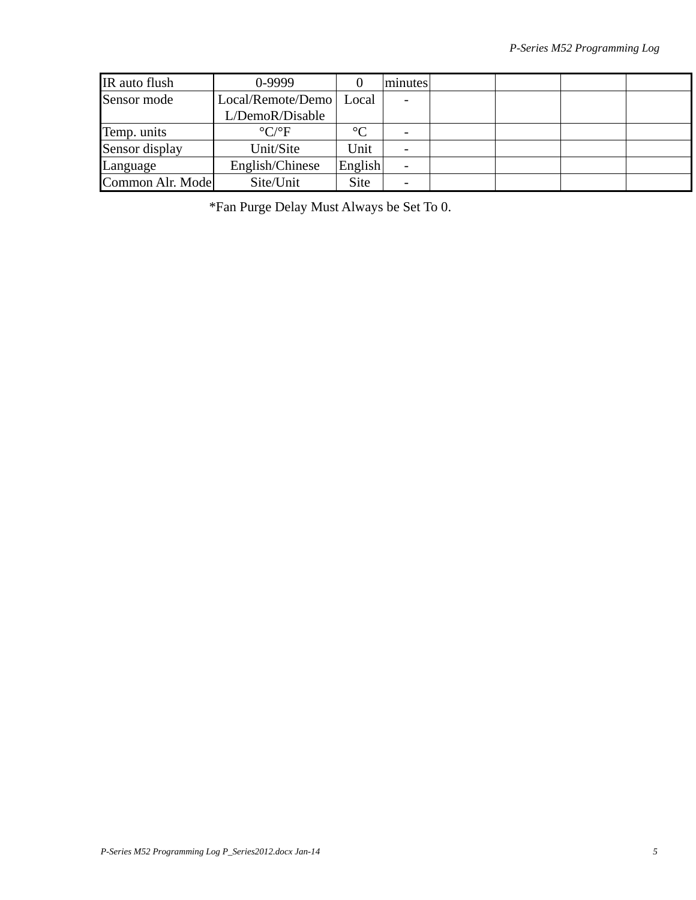| | | | | | | | |
|---|---|---|---|---|---|---|---|
| IR auto flush | 0-9999 | 0 | minutes | | | | |
| Sensor mode | Local/Remote/Demo L/DemoR/Disable | Local | - | | | | |
| Temp. units | °C/°F | °C | - | | | | |
| Sensor display | Unit/Site | Unit | - | | | | |
| Language | English/Chinese | English | - | | | | |
| Common Alr. Mode | Site/Unit | Site | - | | | | |

*Fan Purge Delay Must Always be Set To 0.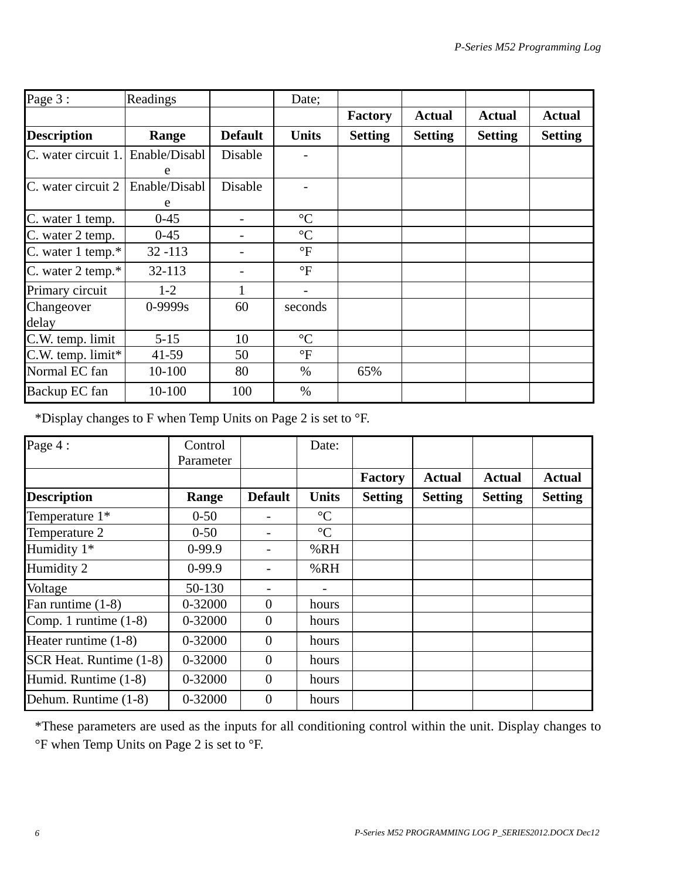| Page 3 : | Readings | | Date; | | | | |
|---|---|---|---|---|---|---|---|
| | | | | **Factory** | **Actual** | **Actual** | **Actual** |
| **Description** | **Range** | **Default** | **Units** | **Setting** | **Setting** | **Setting** | **Setting** |
| C. water circuit 1. | Enable/Disable | Disable | - | | | | |
| C. water circuit 2 | Enable/Disable | Disable | - | | | | |
| C. water 1 temp. | 0-45 | - | °C | | | | |
| C. water 2 temp. | 0-45 | - | °C | | | | |
| C. water 1 temp.* | 32 -113 | - | °F | | | | |
| C. water 2 temp.* | 32-113 | - | °F | | | | |
| Primary circuit | 1-2 | 1 | - | | | | |
| Changeover delay | 0-9999s | 60 | seconds | | | | |
| C.W. temp. limit | 5-15 | 10 | °C | | | | |
| C.W. temp. limit* | 41-59 | 50 | °F | | | | |
| Normal EC fan | 10-100 | 80 | % | 65% | | | |
| Backup EC fan | 10-100 | 100 | % | | | | |

*Display changes to F when Temp Units on Page 2 is set to °F.

| Page 4 : | Control Parameter | | Date: | | | | |
|---|---|---|---|---|---|---|---|
| | | | | **Factory** | **Actual** | **Actual** | **Actual** |
| **Description** | **Range** | **Default** | **Units** | **Setting** | **Setting** | **Setting** | **Setting** |
| Temperature 1* | 0-50 | - | °C | | | | |
| Temperature 2 | 0-50 | - | °C | | | | |
| Humidity 1* | 0-99.9 | - | %RH | | | | |
| Humidity 2 | 0-99.9 | - | %RH | | | | |
| Voltage | 50-130 | - | - | | | | |
| Fan runtime (1-8) | 0-32000 | 0 | hours | | | | |
| Comp. 1 runtime (1-8) | 0-32000 | 0 | hours | | | | |
| Heater runtime (1-8) | 0-32000 | 0 | hours | | | | |
| SCR Heat. Runtime (1-8) | 0-32000 | 0 | hours | | | | |
| Humid. Runtime (1-8) | 0-32000 | 0 | hours | | | | |
| Dehum. Runtime (1-8) | 0-32000 | 0 | hours | | | | |

*These parameters are used as the inputs for all conditioning control within the unit. Display changes to °F when Temp Units on Page 2 is set to °F.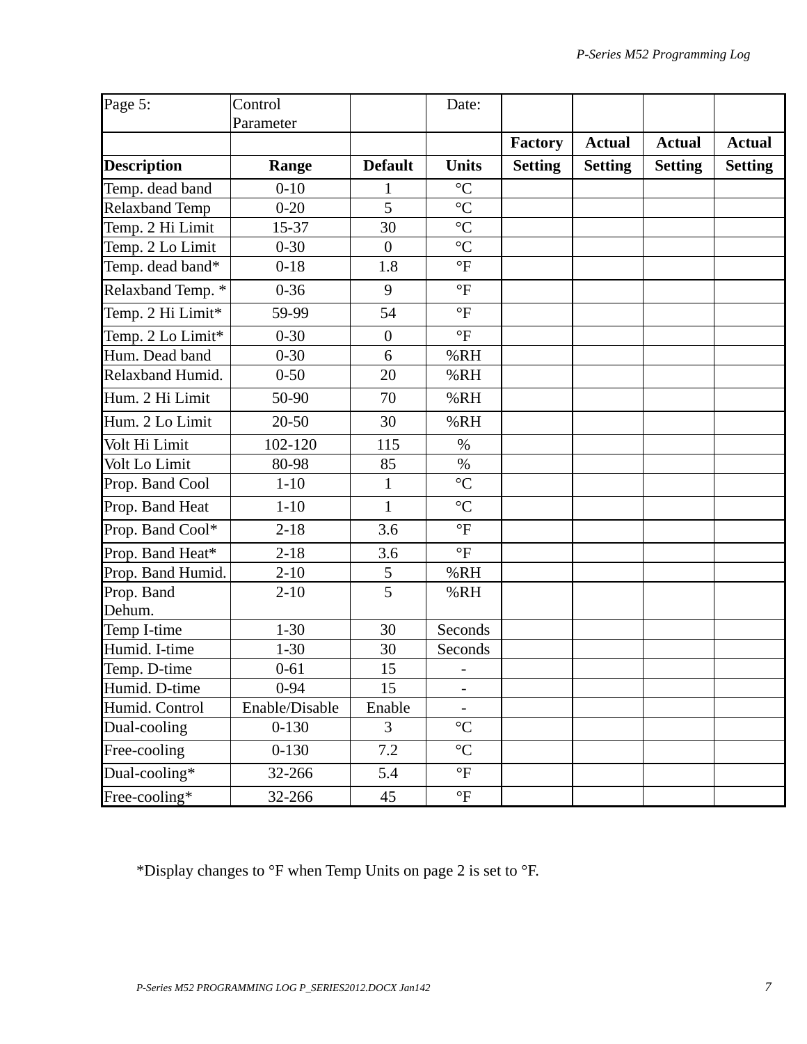| Page 5: | Control Parameter | | Date: | | | | |
|---|---|---|---|---|---|---|---|
| | | | | **Factory** | **Actual** | **Actual** | **Actual** |
| **Description** | **Range** | **Default** | **Units** | **Setting** | **Setting** | **Setting** | **Setting** |
| Temp. dead band | 0-10 | 1 | °C | | | | |
| Relaxband Temp | 0-20 | 5 | °C | | | | |
| Temp. 2 Hi Limit | 15-37 | 30 | °C | | | | |
| Temp. 2 Lo Limit | 0-30 | 0 | °C | | | | |
| Temp. dead band* | 0-18 | 1.8 | °F | | | | |
| Relaxband Temp. * | 0-36 | 9 | °F | | | | |
| Temp. 2 Hi Limit* | 59-99 | 54 | °F | | | | |
| Temp. 2 Lo Limit* | 0-30 | 0 | °F | | | | |
| Hum. Dead band | 0-30 | 6 | %RH | | | | |
| Relaxband Humid. | 0-50 | 20 | %RH | | | | |
| Hum. 2 Hi Limit | 50-90 | 70 | %RH | | | | |
| Hum. 2 Lo Limit | 20-50 | 30 | %RH | | | | |
| Volt Hi Limit | 102-120 | 115 | % | | | | |
| Volt Lo Limit | 80-98 | 85 | % | | | | |
| Prop. Band Cool | 1-10 | 1 | °C | | | | |
| Prop. Band Heat | 1-10 | 1 | °C | | | | |
| Prop. Band Cool* | 2-18 | 3.6 | °F | | | | |
| Prop. Band Heat* | 2-18 | 3.6 | °F | | | | |
| Prop. Band Humid. | 2-10 | 5 | %RH | | | | |
| Prop. Band Dehum. | 2-10 | 5 | %RH | | | | |
| Temp I-time | 1-30 | 30 | Seconds | | | | |
| Humid. I-time | 1-30 | 30 | Seconds | | | | |
| Temp. D-time | 0-61 | 15 | - | | | | |
| Humid. D-time | 0-94 | 15 | - | | | | |
| Humid. Control | Enable/Disable | Enable | - | | | | |
| Dual-cooling | 0-130 | 3 | °C | | | | |
| Free-cooling | 0-130 | 7.2 | °C | | | | |
| Dual-cooling* | 32-266 | 5.4 | °F | | | | |
| Free-cooling* | 32-266 | 45 | °F | | | | |

*Display changes to °F when Temp Units on page 2 is set to °F.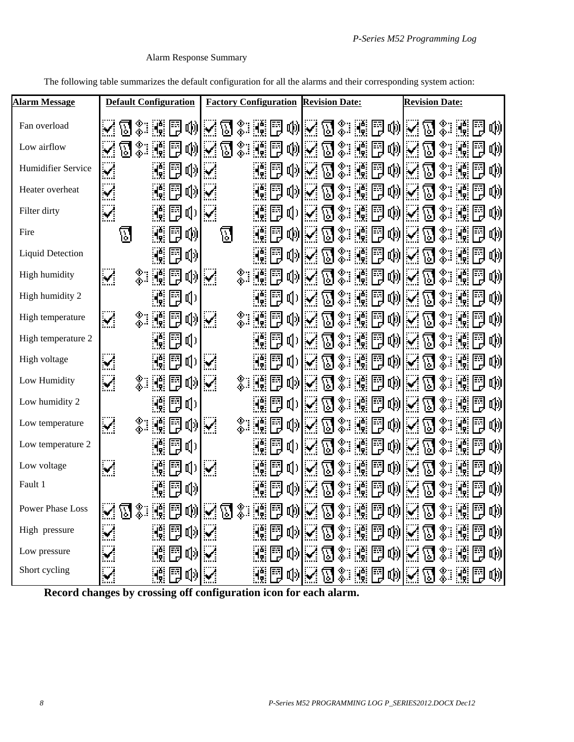Alarm Response Summary

The following table summarizes the default configuration for all the alarms and their corresponding system action:

| Alarm Message | Default Configuration | Factory Configuration | Revision Date: | Revision Date: |
|---|---|---|---|---|
| Fan overload | ✓ [relay] [◆] [net] [log] [speaker] | ✓ [relay] [◆] [net] [log] [speaker] | ✓ [relay] [◆] [net] [log] [speaker] | ✓ [relay] [◆] [net] [log] [speaker] |
| Low airflow | ✓ [relay] [◆] [net] [log] [speaker] | ✓ [relay] [◆] [net] [log] [speaker] | ✓ [relay] [◆] [net] [log] [speaker] | ✓ [relay] [◆] [net] [log] [speaker] |
| Humidifier Service | ✓ [net] [log] [speaker] | ✓ [net] [log] [speaker] | ✓ [relay] [◆] [net] [log] [speaker] | ✓ [relay] [◆] [net] [log] [speaker] |
| Heater overheat | ✓ [net] [log] [speaker] | ✓ [net] [log] [speaker] | ✓ [relay] [◆] [net] [log] [speaker] | ✓ [relay] [◆] [net] [log] [speaker] |
| Filter dirty | ✓ [net] [log] [speaker] | ✓ [net] [log] [speaker] | ✓ [relay] [◆] [net] [log] [speaker] | ✓ [relay] [◆] [net] [log] [speaker] |
| Fire | [relay] [net] [log] [speaker] | [relay] [net] [log] [speaker] | ✓ [relay] [◆] [net] [log] [speaker] | ✓ [relay] [◆] [net] [log] [speaker] |
| Liquid Detection | [net] [log] [speaker] | [net] [log] [speaker] | ✓ [relay] [◆] [net] [log] [speaker] | ✓ [relay] [◆] [net] [log] [speaker] |
| High humidity | ✓ [◆] [net] [log] [speaker] | ✓ [◆] [net] [log] [speaker] | ✓ [relay] [◆] [net] [log] [speaker] | ✓ [relay] [◆] [net] [log] [speaker] |
| High humidity 2 | [net] [log] [speaker] | [net] [log] [speaker] | ✓ [relay] [◆] [net] [log] [speaker] | ✓ [relay] [◆] [net] [log] [speaker] |
| High temperature | ✓ [◆] [net] [log] [speaker] | ✓ [◆] [net] [log] [speaker] | ✓ [relay] [◆] [net] [log] [speaker] | ✓ [relay] [◆] [net] [log] [speaker] |
| High temperature 2 | [net] [log] [speaker] | [net] [log] [speaker] | ✓ [relay] [◆] [net] [log] [speaker] | ✓ [relay] [◆] [net] [log] [speaker] |
| High voltage | ✓ [net] [log] [speaker] | ✓ [net] [log] [speaker] | ✓ [relay] [◆] [net] [log] [speaker] | ✓ [relay] [◆] [net] [log] [speaker] |
| Low Humidity | ✓ [◆] [net] [log] [speaker] | ✓ [◆] [net] [log] [speaker] | ✓ [relay] [◆] [net] [log] [speaker] | ✓ [relay] [◆] [net] [log] [speaker] |
| Low humidity 2 | [net] [log] [speaker] | [net] [log] [speaker] | ✓ [relay] [◆] [net] [log] [speaker] | ✓ [relay] [◆] [net] [log] [speaker] |
| Low temperature | ✓ [◆] [net] [log] [speaker] | ✓ [◆] [net] [log] [speaker] | ✓ [relay] [◆] [net] [log] [speaker] | ✓ [relay] [◆] [net] [log] [speaker] |
| Low temperature 2 | [net] [log] [speaker] | [net] [log] [speaker] | ✓ [relay] [◆] [net] [log] [speaker] | ✓ [relay] [◆] [net] [log] [speaker] |
| Low voltage | ✓ [net] [log] [speaker] | ✓ [net] [log] [speaker] | ✓ [relay] [◆] [net] [log] [speaker] | ✓ [relay] [◆] [net] [log] [speaker] |
| Fault 1 | [net] [log] [speaker] | [net] [log] [speaker] | ✓ [relay] [◆] [net] [log] [speaker] | ✓ [relay] [◆] [net] [log] [speaker] |
| Power Phase Loss | ✓ [relay] [◆] [net] [log] [speaker] | ✓ [relay] [◆] [net] [log] [speaker] | ✓ [relay] [◆] [net] [log] [speaker] | ✓ [relay] [◆] [net] [log] [speaker] |
| High pressure | ✓ [net] [log] [speaker] | ✓ [net] [log] [speaker] | ✓ [relay] [◆] [net] [log] [speaker] | ✓ [relay] [◆] [net] [log] [speaker] |
| Low pressure | ✓ [net] [log] [speaker] | ✓ [net] [log] [speaker] | ✓ [relay] [◆] [net] [log] [speaker] | ✓ [relay] [◆] [net] [log] [speaker] |
| Short cycling | ✓ [net] [log] [speaker] | ✓ [net] [log] [speaker] | ✓ [relay] [◆] [net] [log] [speaker] | ✓ [relay] [◆] [net] [log] [speaker] |

**Record changes by crossing off configuration icon for each alarm.**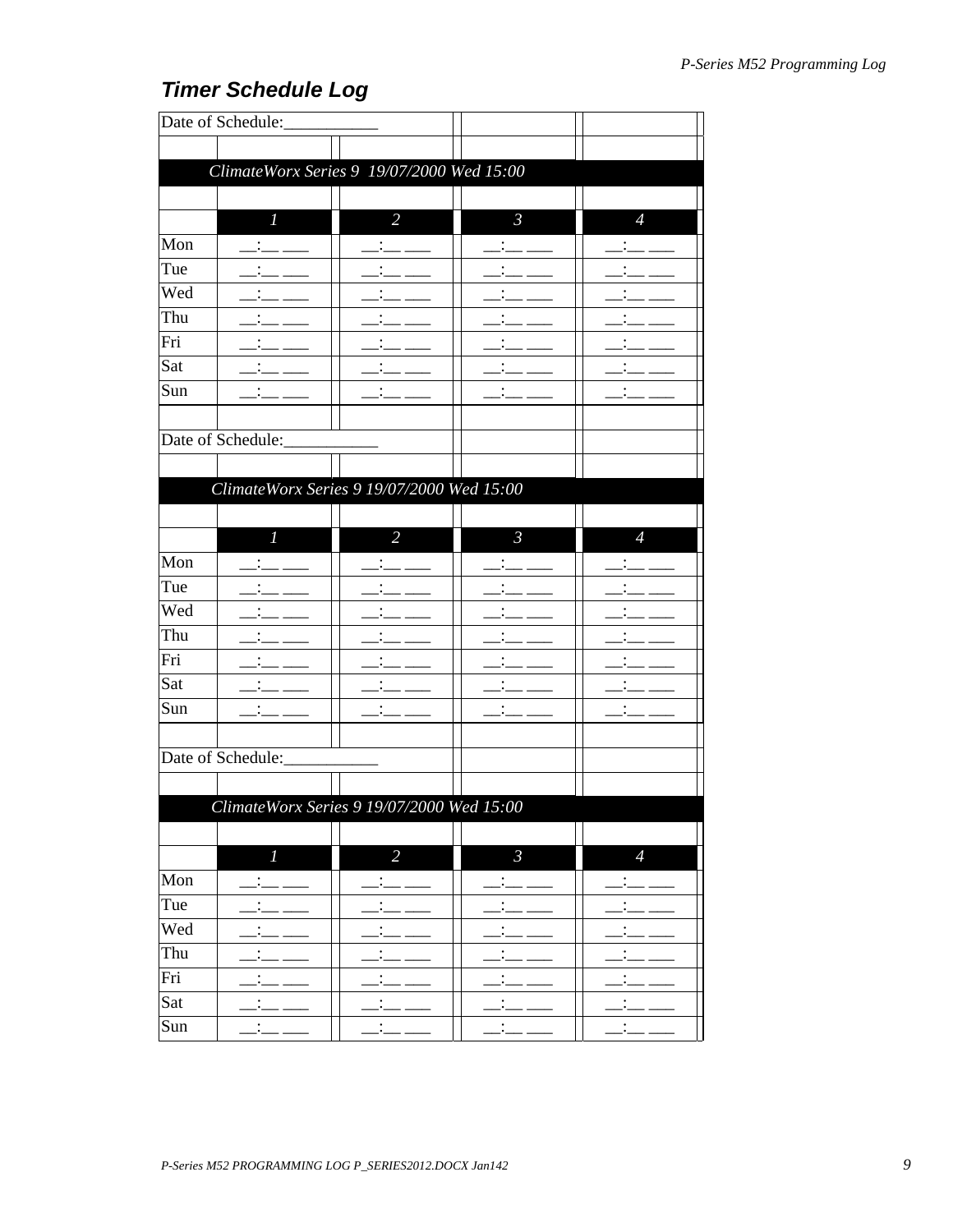## *Timer Schedule Log*

Date of Schedule:___________

*ClimateWorx Series 9 19/07/2000 Wed 15:00*

| | *1* | *2* | *3* | *4* |
|---|---|---|---|---|
| Mon | __:__ ___ | __:__ ___ | __:__ ___ | __:__ ___ |
| Tue | __:__ ___ | __:__ ___ | __:__ ___ | __:__ ___ |
| Wed | __:__ ___ | __:__ ___ | __:__ ___ | __:__ ___ |
| Thu | __:__ ___ | __:__ ___ | __:__ ___ | __:__ ___ |
| Fri | __:__ ___ | __:__ ___ | __:__ ___ | __:__ ___ |
| Sat | __:__ ___ | __:__ ___ | __:__ ___ | __:__ ___ |
| Sun | __:__ ___ | __:__ ___ | __:__ ___ | __:__ ___ |

Date of Schedule:___________

*ClimateWorx Series 9 19/07/2000 Wed 15:00*

| | *1* | *2* | *3* | *4* |
|---|---|---|---|---|
| Mon | __:__ ___ | __:__ ___ | __:__ ___ | __:__ ___ |
| Tue | __:__ ___ | __:__ ___ | __:__ ___ | __:__ ___ |
| Wed | __:__ ___ | __:__ ___ | __:__ ___ | __:__ ___ |
| Thu | __:__ ___ | __:__ ___ | __:__ ___ | __:__ ___ |
| Fri | __:__ ___ | __:__ ___ | __:__ ___ | __:__ ___ |
| Sat | __:__ ___ | __:__ ___ | __:__ ___ | __:__ ___ |
| Sun | __:__ ___ | __:__ ___ | __:__ ___ | __:__ ___ |

Date of Schedule:___________

*ClimateWorx Series 9 19/07/2000 Wed 15:00*

| | *1* | *2* | *3* | *4* |
|---|---|---|---|---|
| Mon | __:__ ___ | __:__ ___ | __:__ ___ | __:__ ___ |
| Tue | __:__ ___ | __:__ ___ | __:__ ___ | __:__ ___ |
| Wed | __:__ ___ | __:__ ___ | __:__ ___ | __:__ ___ |
| Thu | __:__ ___ | __:__ ___ | __:__ ___ | __:__ ___ |
| Fri | __:__ ___ | __:__ ___ | __:__ ___ | __:__ ___ |
| Sat | __:__ ___ | __:__ ___ | __:__ ___ | __:__ ___ |
| Sun | __:__ ___ | __:__ ___ | __:__ ___ | __:__ ___ |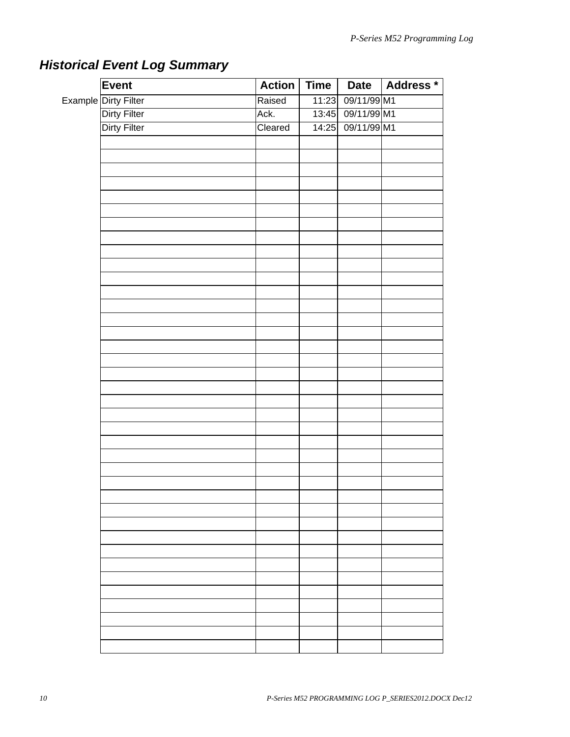## *Historical Event Log Summary*

| | Event | Action | Time | Date | Address * |
|---|---|---|---|---|---|
| Example | Dirty Filter | Raised | 11:23 | 09/11/99 | M1 |
| | Dirty Filter | Ack. | 13:45 | 09/11/99 | M1 |
| | Dirty Filter | Cleared | 14:25 | 09/11/99 | M1 |
| | | | | | |
| | | | | | |
| | | | | | |
| | | | | | |
| | | | | | |
| | | | | | |
| | | | | | |
| | | | | | |
| | | | | | |
| | | | | | |
| | | | | | |
| | | | | | |
| | | | | | |
| | | | | | |
| | | | | | |
| | | | | | |
| | | | | | |
| | | | | | |
| | | | | | |
| | | | | | |
| | | | | | |
| | | | | | |
| | | | | | |
| | | | | | |
| | | | | | |
| | | | | | |
| | | | | | |
| | | | | | |
| | | | | | |
| | | | | | |
| | | | | | |
| | | | | | |
| | | | | | |
| | | | | | |
| | | | | | |
| | | | | | |
| | | | | | |
| | | | | | |
| | | | | | |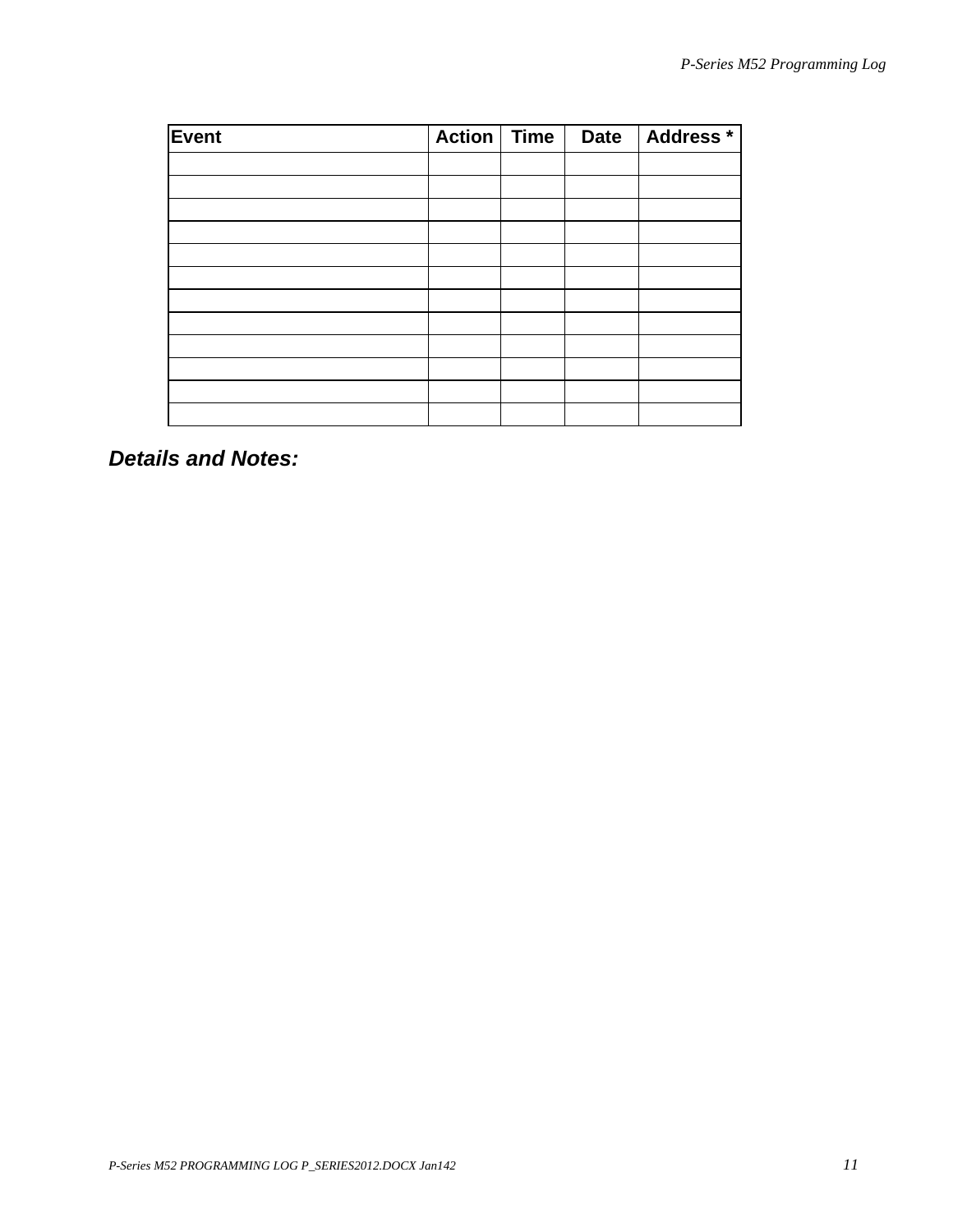| Event | Action | Time | Date | Address * |
|---|---|---|---|---|
| | | | | |
| | | | | |
| | | | | |
| | | | | |
| | | | | |
| | | | | |
| | | | | |
| | | | | |
| | | | | |
| | | | | |
| | | | | |
| | | | | |

***Details and Notes:***